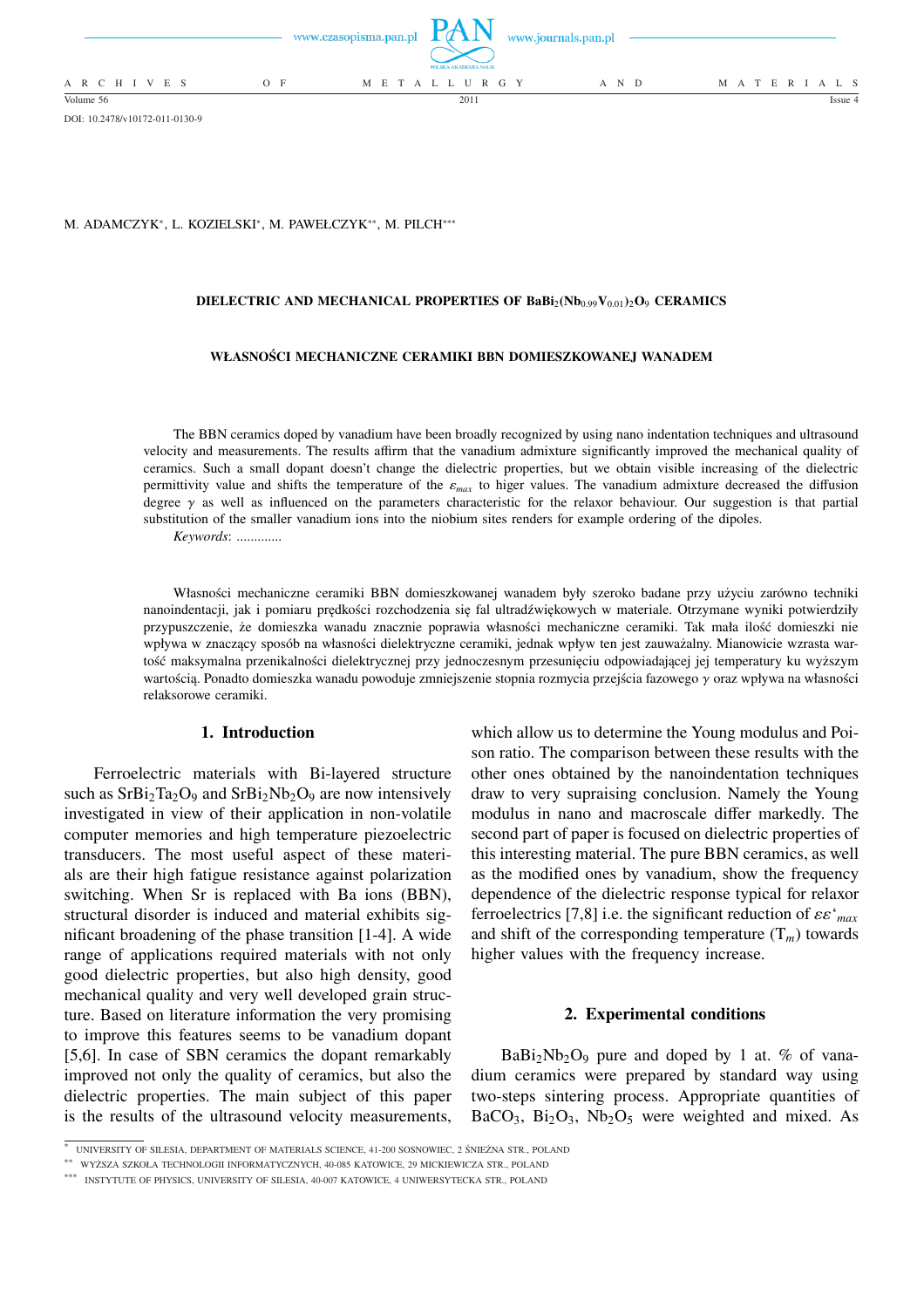DOI: 10.2478/v10172-011-0130-9

M. ADAMCZYK*, L. KOZIELSKI*, M. PAWEŁCZYK**, M. PILCH***

# DIELECTRIC AND MECHANICAL PROPERTIES OF $BaBi_2(Nb_{0.99}V_{0.01})_2O_9$ CERAMICS

## WŁASNOŚCI MECHANICZNE CERAMIKI BBN DOMIESZKOWANEJ WANADEM

The BBN ceramics doped by vanadium have been broadly recognized by using nano indentation techniques and ultrasound velocity and measurements. The results affirm that the vanadium admixture significantly improved the mechanical quality of ceramics. Such a small dopant doesn't change the dielectric properties, but we obtain visible increasing of the dielectric permittivity value and shifts the temperature of the $\varepsilon_{max}$ to higer values. The vanadium admixture decreased the diffusion degree $\gamma$ as well as influenced on the parameters characteristic for the relaxor behaviour. Our suggestion is that partial substitution of the smaller vanadium ions into the niobium sites renders for example ordering of the dipoles.

*Keywords*: ............

Własności mechaniczne ceramiki BBN domieszkowanej wanadem były szeroko badane przy użyciu zarówno techniki nanoindentacji, jak i pomiaru prędkości rozchodzenia się fal ultradźwiękowych w materiale. Otrzymane wyniki potwierdziły przypuszczenie, że domieszka wanadu znacznie poprawia własności mechaniczne ceramiki. Tak mała ilość domieszki nie wpływa w znaczący sposób na własności dielektryczne ceramiki, jednak wpływ ten jest zauważalny. Mianowicie wzrasta wartość maksymalna przenikalności dielektrycznej przy jednoczesnym przesunięciu odpowiadającej jej temperatury ku wyższym wartością. Ponadto domieszka wanadu powoduje zmniejszenie stopnia rozmycia przejścia fazowego $\gamma$ oraz wpływa na własności relaksorowe ceramiki.

## 1. Introduction

Ferroelectric materials with Bi-layered structure such as $SrBi_2Ta_2O_9$ and $SrBi_2Nb_2O_9$ are now intensively investigated in view of their application in non-volatile computer memories and high temperature piezoelectric transducers. The most useful aspect of these materials are their high fatigue resistance against polarization switching. When Sr is replaced with Ba ions (BBN), structural disorder is induced and material exhibits significant broadening of the phase transition [1-4]. A wide range of applications required materials with not only good dielectric properties, but also high density, good mechanical quality and very well developed grain structure. Based on literature information the very promising to improve this features seems to be vanadium dopant [5,6]. In case of SBN ceramics the dopant remarkably improved not only the quality of ceramics, but also the dielectric properties. The main subject of this paper is the results of the ultrasound velocity measurements, which allow us to determine the Young modulus and Poison ratio. The comparison between these results with the other ones obtained by the nanoindentation techniques draw to very supraising conclusion. Namely the Young modulus in nano and macroscale differ markedly. The second part of paper is focused on dielectric properties of this interesting material. The pure BBN ceramics, as well as the modified ones by vanadium, show the frequency dependence of the dielectric response typical for relaxor ferroelectrics [7,8] i.e. the significant reduction of $\varepsilon\varepsilon'_{max}$ and shift of the corresponding temperature ($T_m$) towards higher values with the frequency increase.

## 2. Experimental conditions

$BaBi_2Nb_2O_9$ pure and doped by 1 at. % of vanadium ceramics were prepared by standard way using two-steps sintering process. Appropriate quantities of $BaCO_3$, $Bi_2O_3$, $Nb_2O_5$ were weighted and mixed. As

---

* UNIVERSITY OF SILESIA, DEPARTMENT OF MATERIALS SCIENCE, 41-200 SOSNOWIEC, 2 ŚNIEŻNA STR., POLAND

** WYŻSZA SZKOŁA TECHNOLOGII INFORMATYCZNYCH, 40-085 KATOWICE, 29 MICKIEWICZA STR., POLAND

*** INSTYTUTE OF PHYSICS, UNIVERSITY OF SILESIA, 40-007 KATOWICE, 4 UNIWERSYTECKA STR., POLAND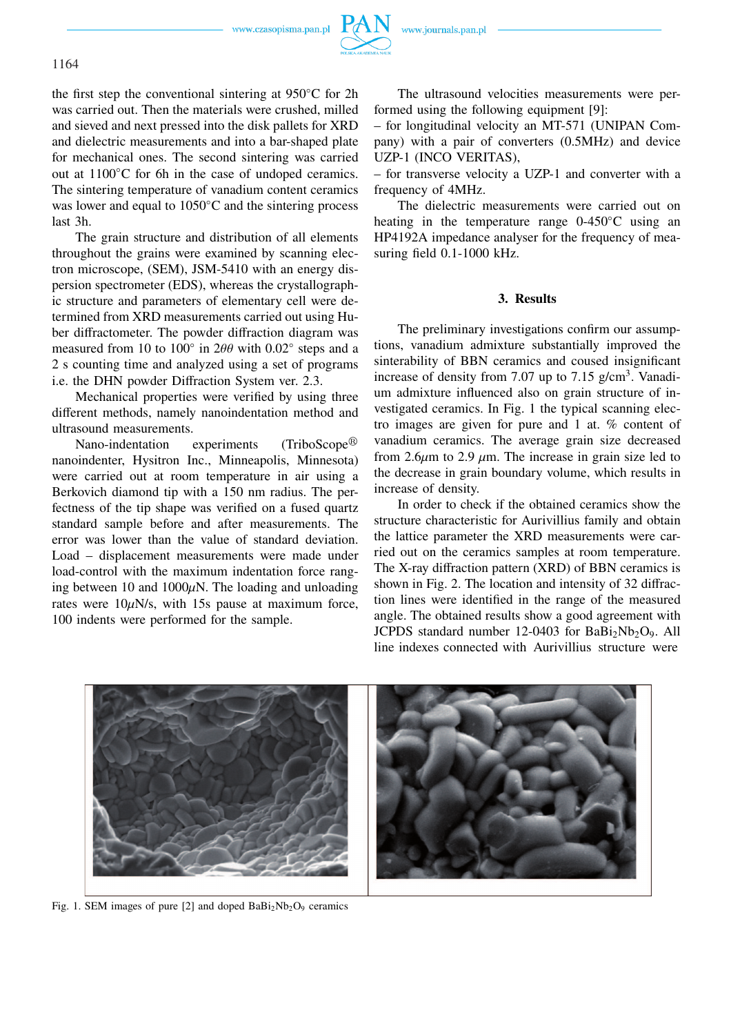the first step the conventional sintering at 950°C for 2h was carried out. Then the materials were crushed, milled and sieved and next pressed into the disk pallets for XRD and dielectric measurements and into a bar-shaped plate for mechanical ones. The second sintering was carried out at 1100°C for 6h in the case of undoped ceramics. The sintering temperature of vanadium content ceramics was lower and equal to 1050°C and the sintering process last 3h.

The grain structure and distribution of all elements throughout the grains were examined by scanning electron microscope, (SEM), JSM-5410 with an energy dispersion spectrometer (EDS), whereas the crystallographic structure and parameters of elementary cell were determined from XRD measurements carried out using Huber diffractometer. The powder diffraction diagram was measured from 10 to 100° in $2\theta\theta$ with 0.02° steps and a 2 s counting time and analyzed using a set of programs i.e. the DHN powder Diffraction System ver. 2.3.

Mechanical properties were verified by using three different methods, namely nanoindentation method and ultrasound measurements.

Nano-indentation experiments (TriboScope® nanoindenter, Hysitron Inc., Minneapolis, Minnesota) were carried out at room temperature in air using a Berkovich diamond tip with a 150 nm radius. The perfectness of the tip shape was verified on a fused quartz standard sample before and after measurements. The error was lower than the value of standard deviation. Load – displacement measurements were made under load-control with the maximum indentation force ranging between 10 and 1000$\mu$N. The loading and unloading rates were 10$\mu$N/s, with 15s pause at maximum force, 100 indents were performed for the sample.

The ultrasound velocities measurements were performed using the following equipment [9]:
– for longitudinal velocity an MT-571 (UNIPAN Company) with a pair of converters (0.5MHz) and device UZP-1 (INCO VERITAS),
– for transverse velocity a UZP-1 and converter with a frequency of 4MHz.

The dielectric measurements were carried out on heating in the temperature range 0-450°C using an HP4192A impedance analyser for the frequency of measuring field 0.1-1000 kHz.

## 3. Results

The preliminary investigations confirm our assumptions, vanadium admixture substantially improved the sinterability of BBN ceramics and coused insignificant increase of density from 7.07 up to 7.15 g/cm$^3$. Vanadium admixture influenced also on grain structure of investigated ceramics. In Fig. 1 the typical scanning electro images are given for pure and 1 at. % content of vanadium ceramics. The average grain size decreased from 2.6$\mu$m to 2.9 $\mu$m. The increase in grain size led to the decrease in grain boundary volume, which results in increase of density.

In order to check if the obtained ceramics show the structure characteristic for Aurivillius family and obtain the lattice parameter the XRD measurements were carried out on the ceramics samples at room temperature. The X-ray diffraction pattern (XRD) of BBN ceramics is shown in Fig. 2. The location and intensity of 32 diffraction lines were identified in the range of the measured angle. The obtained results show a good agreement with JCPDS standard number 12-0403 for $BaBi_2Nb_2O_9$. All line indexes connected with Aurivillius structure were

Fig. 1. SEM images of pure [2] and doped $BaBi_2Nb_2O_9$ ceramics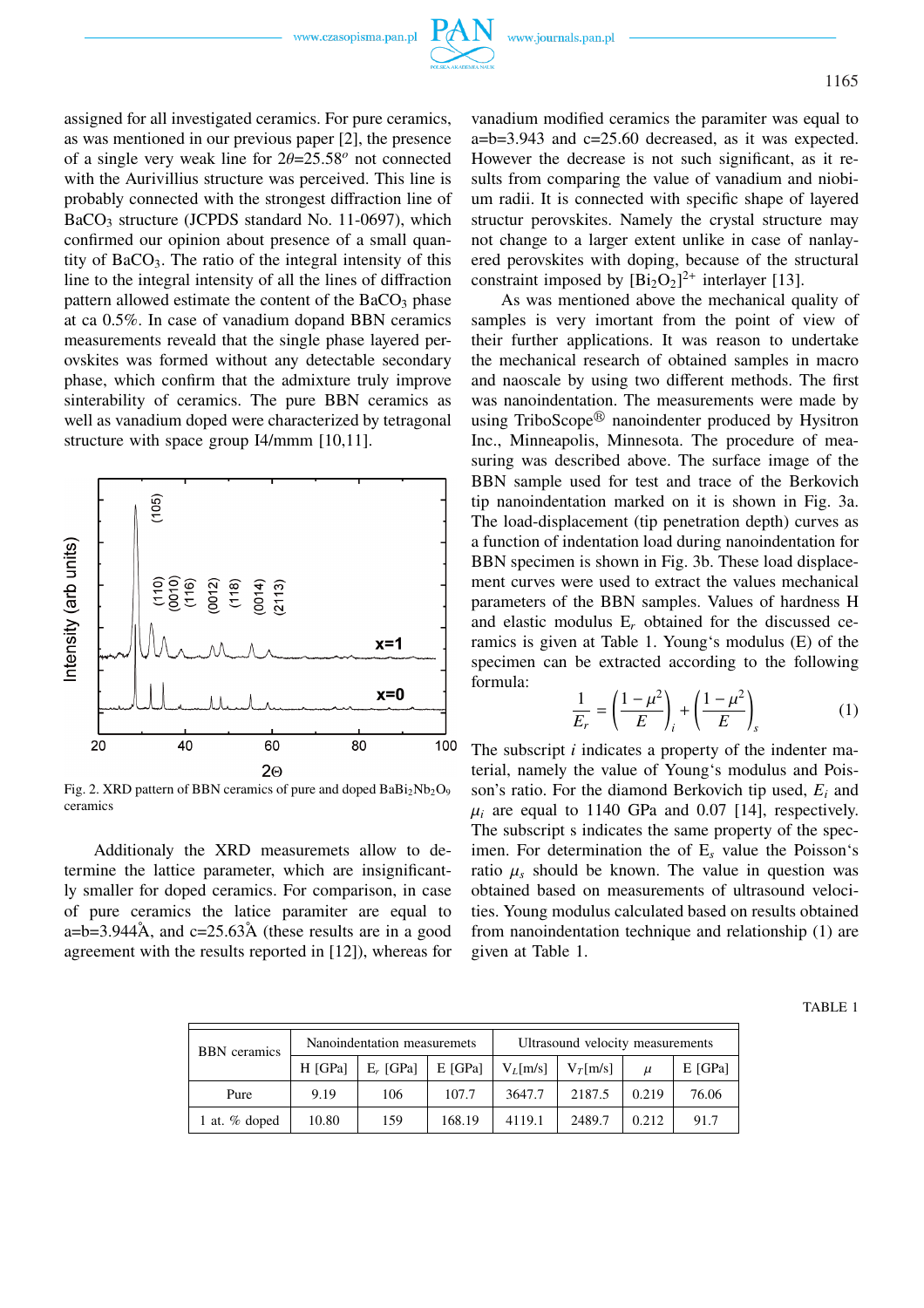assigned for all investigated ceramics. For pure ceramics, as was mentioned in our previous paper [2], the presence of a single very weak line for $2\theta$=25.58$^o$ not connected with the Aurivillius structure was perceived. This line is probably connected with the strongest diffraction line of $BaCO_3$ structure (JCPDS standard No. 11-0697), which confirmed our opinion about presence of a small quantity of $BaCO_3$. The ratio of the integral intensity of this line to the integral intensity of all the lines of diffraction pattern allowed estimate the content of the $BaCO_3$ phase at ca 0.5%. In case of vanadium dopand BBN ceramics measurements reveald that the single phase layered perovskites was formed without any detectable secondary phase, which confirm that the admixture truly improve sinterability of ceramics. The pure BBN ceramics as well as vanadium doped were characterized by tetragonal structure with space group I4/mmm [10,11].

Fig. 2. XRD pattern of BBN ceramics of pure and doped $BaBi_2Nb_2O_9$ ceramics

Additionaly the XRD measuremets allow to determine the lattice parameter, which are insignificantly smaller for doped ceramics. For comparison, in case of pure ceramics the latice paramiter are equal to a=b=3.944Å, and c=25.63Å (these results are in a good agreement with the results reported in [12]), whereas for vanadium modified ceramics the paramiter was equal to a=b=3.943 and c=25.60 decreased, as it was expected. However the decrease is not such significant, as it results from comparing the value of vanadium and niobium radii. It is connected with specific shape of layered structur perovskites. Namely the crystal structure may not change to a larger extent unlike in case of nanlayered perovskites with doping, because of the structural constraint imposed by $[Bi_2O_2]^{2+}$ interlayer [13].

As was mentioned above the mechanical quality of samples is very imortant from the point of view of their further applications. It was reason to undertake the mechanical research of obtained samples in macro and naoscale by using two different methods. The first was nanoindentation. The measurements were made by using TriboScope® nanoindenter produced by Hysitron Inc., Minneapolis, Minnesota. The procedure of measuring was described above. The surface image of the BBN sample used for test and trace of the Berkovich tip nanoindentation marked on it is shown in Fig. 3a. The load-displacement (tip penetration depth) curves as a function of indentation load during nanoindentation for BBN specimen is shown in Fig. 3b. These load displacement curves were used to extract the values mechanical parameters of the BBN samples. Values of hardness H and elastic modulus $E_r$ obtained for the discussed ceramics is given at Table 1. Young's modulus (E) of the specimen can be extracted according to the following formula:

$$\frac{1}{E_r} = \left(\frac{1-\mu^2}{E}\right)_i + \left(\frac{1-\mu^2}{E}\right)_s \tag{1}$$

The subscript $i$ indicates a property of the indenter material, namely the value of Young's modulus and Poisson's ratio. For the diamond Berkovich tip used, $E_i$ and $\mu_i$ are equal to 1140 GPa and 0.07 [14], respectively. The subscript s indicates the same property of the specimen. For determination the of $E_s$ value the Poisson's ratio $\mu_s$ should be known. The value in question was obtained based on measurements of ultrasound velocities. Young modulus calculated based on results obtained from nanoindentation technique and relationship (1) are given at Table 1.

TABLE 1

| BBN ceramics | Nanoindentation measuremets | | | Ultrasound velocity measurements | | | |
|---|---|---|---|---|---|---|---|
| | H [GPa] | $E_r$ [GPa] | E [GPa] | $V_L$[m/s] | $V_T$[m/s] | $\mu$ | E [GPa] |
| Pure | 9.19 | 106 | 107.7 | 3647.7 | 2187.5 | 0.219 | 76.06 |
| 1 at. % doped | 10.80 | 159 | 168.19 | 4119.1 | 2489.7 | 0.212 | 91.7 |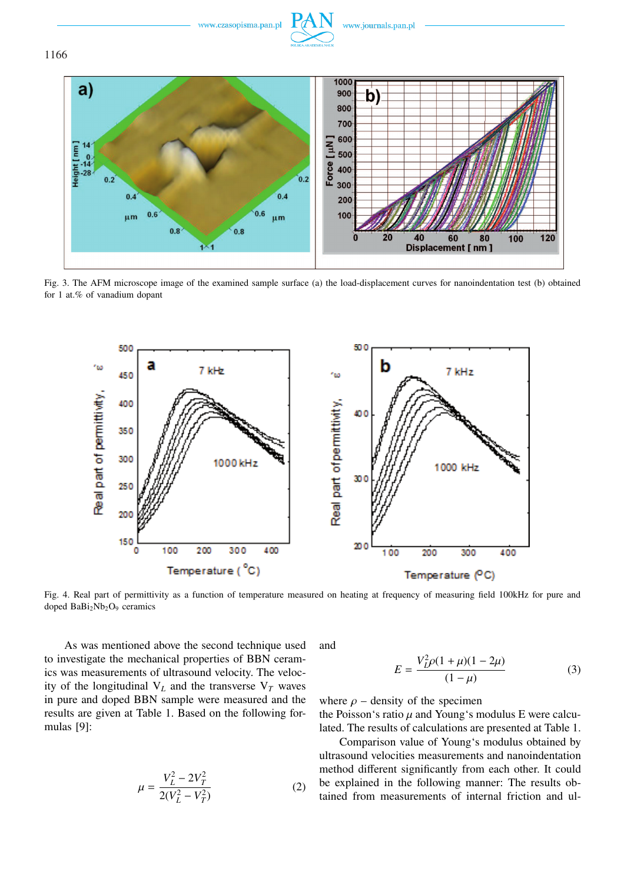Fig. 3. The AFM microscope image of the examined sample surface (a) the load-displacement curves for nanoindentation test (b) obtained for 1 at.% of vanadium dopant

Fig. 4. Real part of permittivity as a function of temperature measured on heating at frequency of measuring field 100kHz for pure and doped $BaBi_2Nb_2O_9$ ceramics

As was mentioned above the second technique used to investigate the mechanical properties of BBN ceramics was measurements of ultrasound velocity. The velocity of the longitudinal $V_L$ and the transverse $V_T$ waves in pure and doped BBN sample were measured and the results are given at Table 1. Based on the following formulas [9]:

$$\mu = \frac{V_L^2 - 2V_T^2}{2(V_L^2 - V_T^2)} \tag{2}$$

and

$$E = \frac{V_L^2 \rho (1 + \mu)(1 - 2\mu)}{(1 - \mu)} \tag{3}$$

where $\rho$ – density of the specimen
the Poisson's ratio $\mu$ and Young's modulus E were calculated. The results of calculations are presented at Table 1.

Comparison value of Young's modulus obtained by ultrasound velocities measurements and nanoindentation method different significantly from each other. It could be explained in the following manner: The results obtained from measurements of internal friction and ul-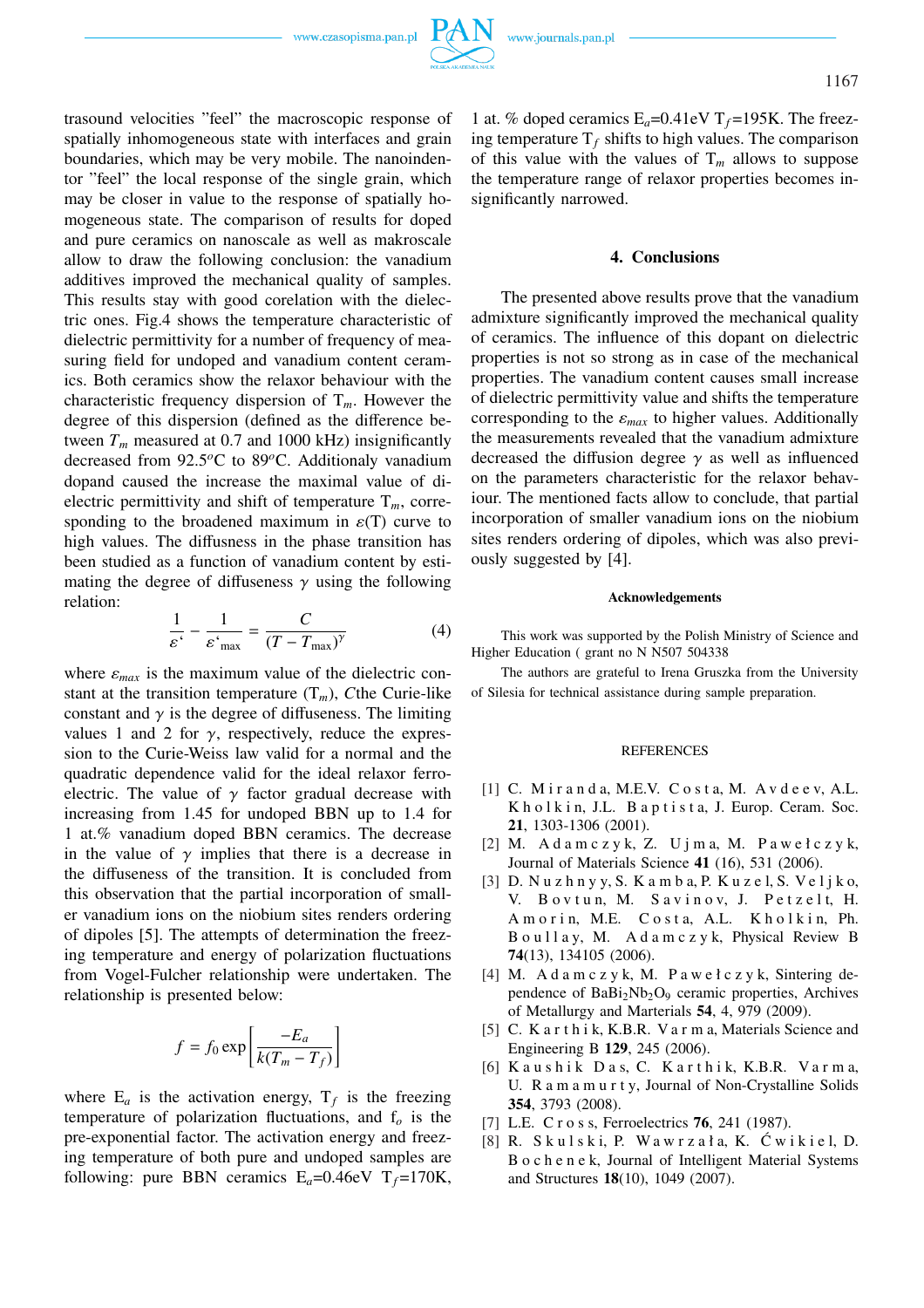trasound velocities "feel" the macroscopic response of spatially inhomogeneous state with interfaces and grain boundaries, which may be very mobile. The nanoindentor "feel" the local response of the single grain, which may be closer in value to the response of spatially homogeneous state. The comparison of results for doped and pure ceramics on nanoscale as well as makroscale allow to draw the following conclusion: the vanadium additives improved the mechanical quality of samples. This results stay with good corelation with the dielectric ones. Fig.4 shows the temperature characteristic of dielectric permittivity for a number of frequency of measuring field for undoped and vanadium content ceramics. Both ceramics show the relaxor behaviour with the characteristic frequency dispersion of $T_m$. However the degree of this dispersion (defined as the difference between $T_m$ measured at 0.7 and 1000 kHz) insignificantly decreased from 92.5$^o$C to 89$^o$C. Additionaly vanadium dopand caused the increase the maximal value of dielectric permittivity and shift of temperature $T_m$, corresponding to the broadened maximum in $\varepsilon$(T) curve to high values. The diffusness in the phase transition has been studied as a function of vanadium content by estimating the degree of diffuseness $\gamma$ using the following relation:

$$\frac{1}{\varepsilon'} - \frac{1}{\varepsilon'_{\max}} = \frac{C}{(T - T_{\max})^{\gamma}} \tag{4}$$

where $\varepsilon_{max}$ is the maximum value of the dielectric constant at the transition temperature ($T_m$), $C$the Curie-like constant and $\gamma$ is the degree of diffuseness. The limiting values 1 and 2 for $\gamma$, respectively, reduce the expression to the Curie-Weiss law valid for a normal and the quadratic dependence valid for the ideal relaxor ferroelectric. The value of $\gamma$ factor gradual decrease with increasing from 1.45 for undoped BBN up to 1.4 for 1 at.% vanadium doped BBN ceramics. The decrease in the value of $\gamma$ implies that there is a decrease in the diffuseness of the transition. It is concluded from this observation that the partial incorporation of smaller vanadium ions on the niobium sites renders ordering of dipoles [5]. The attempts of determination the freezing temperature and energy of polarization fluctuations from Vogel-Fulcher relationship were undertaken. The relationship is presented below:

$$f = f_0 \exp\left[\frac{-E_a}{k(T_m - T_f)}\right]$$

where $E_a$ is the activation energy, $T_f$ is the freezing temperature of polarization fluctuations, and $f_o$ is the pre-exponential factor. The activation energy and freezing temperature of both pure and undoped samples are following: pure BBN ceramics $E_a$=0.46eV $T_f$=170K, 1 at. % doped ceramics $E_a$=0.41eV $T_f$=195K. The freezing temperature $T_f$ shifts to high values. The comparison of this value with the values of $T_m$ allows to suppose the temperature range of relaxor properties becomes insignificantly narrowed.

## 4. Conclusions

The presented above results prove that the vanadium admixture significantly improved the mechanical quality of ceramics. The influence of this dopant on dielectric properties is not so strong as in case of the mechanical properties. The vanadium content causes small increase of dielectric permittivity value and shifts the temperature corresponding to the $\varepsilon_{max}$ to higher values. Additionally the measurements revealed that the vanadium admixture decreased the diffusion degree $\gamma$ as well as influenced on the parameters characteristic for the relaxor behaviour. The mentioned facts allow to conclude, that partial incorporation of smaller vanadium ions on the niobium sites renders ordering of dipoles, which was also previously suggested by [4].

### Acknowledgements

This work was supported by the Polish Ministry of Science and Higher Education ( grant no N N507 504338

The authors are grateful to Irena Gruszka from the University of Silesia for technical assistance during sample preparation.

### REFERENCES

[1] C. Miranda, M.E.V. Costa, M. Avdeev, A.L. Kholkin, J.L. Baptista, J. Europ. Ceram. Soc. **21**, 1303-1306 (2001).

[2] M. Adamczyk, Z. Ujma, M. Pawełczyk, Journal of Materials Science **41** (16), 531 (2006).

[3] D. Nuzhnyy, S. Kamba, P. Kuzel, S. Veljko, V. Bovtun, M. Savinov, J. Petzelt, H. Amorin, M.E. Costa, A.L. Kholkin, Ph. Boullay, M. Adamczyk, Physical Review B **74**(13), 134105 (2006).

[4] M. Adamczyk, M. Pawełczyk, Sintering dependence of $BaBi_2Nb_2O_9$ ceramic properties, Archives of Metallurgy and Marterials **54**, 4, 979 (2009).

[5] C. Karthik, K.B.R. Varma, Materials Science and Engineering B **129**, 245 (2006).

[6] Kaushik Das, C. Karthik, K.B.R. Varma, U. Ramamurty, Journal of Non-Crystalline Solids **354**, 3793 (2008).

[7] L.E. Cross, Ferroelectrics **76**, 241 (1987).

[8] R. Skulski, P. Wawrzała, K. Ćwikiel, D. Bochenek, Journal of Intelligent Material Systems and Structures **18**(10), 1049 (2007).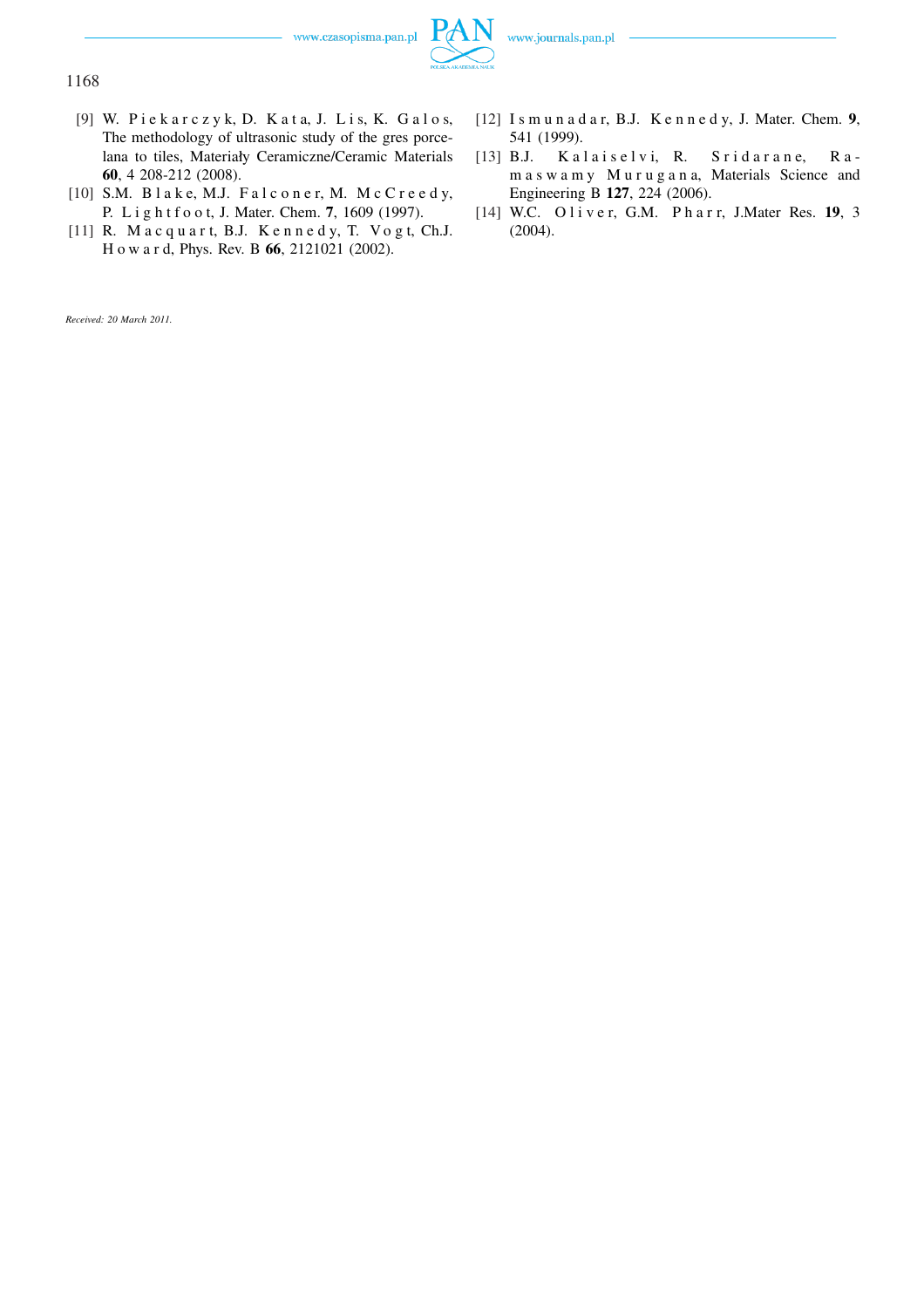[9] W. Piekarczyk, D. Kata, J. Lis, K. Galos, The methodology of ultrasonic study of the gres porcelana to tiles, Materiały Ceramiczne/Ceramic Materials **60**, 4 208-212 (2008).

[10] S.M. Blake, M.J. Falconer, M. McCreedy, P. Lightfoot, J. Mater. Chem. **7**, 1609 (1997).

[11] R. Macquart, B.J. Kennedy, T. Vogt, Ch.J. Howard, Phys. Rev. B **66**, 2121021 (2002).

[12] Ismunadar, B.J. Kennedy, J. Mater. Chem. **9**, 541 (1999).

[13] B.J. Kalaiselvi, R. Sridarane, Ramaswamy Murugana, Materials Science and Engineering B **127**, 224 (2006).

[14] W.C. Oliver, G.M. Pharr, J.Mater Res. **19**, 3 (2004).

*Received: 20 March 2011.*